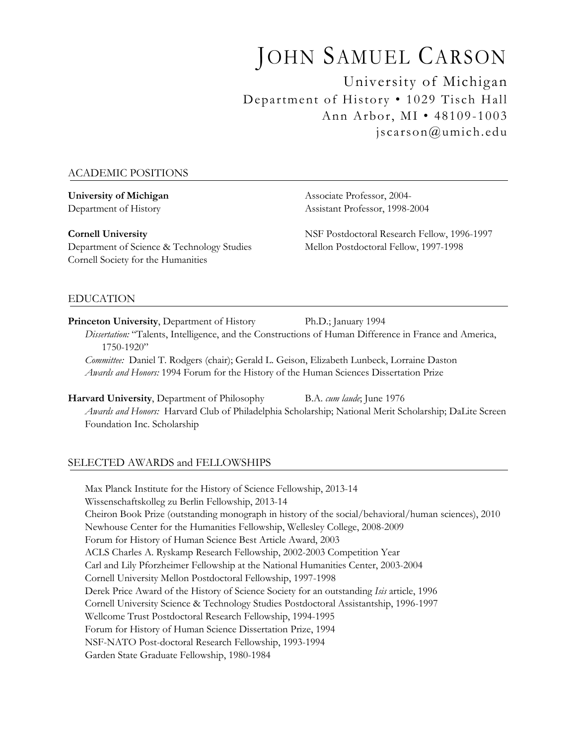# JOHN SAMUEL CARSON

University of Michigan
Department of History • 1029 Tisch Hall
Ann Arbor, MI • 48109-1003
jscarson@umich.edu

## ACADEMIC POSITIONS

**University of Michigan** — Associate Professor, 2004-
Department of History — Assistant Professor, 1998-2004

**Cornell University** — NSF Postdoctoral Research Fellow, 1996-1997
Department of Science & Technology Studies — Mellon Postdoctoral Fellow, 1997-1998
Cornell Society for the Humanities

## EDUCATION

**Princeton University**, Department of History — Ph.D.; January 1994
*Dissertation:* "Talents, Intelligence, and the Constructions of Human Difference in France and America, 1750-1920"
*Committee:* Daniel T. Rodgers (chair); Gerald L. Geison, Elizabeth Lunbeck, Lorraine Daston
*Awards and Honors:* 1994 Forum for the History of the Human Sciences Dissertation Prize

**Harvard University**, Department of Philosophy — B.A. *cum laude*; June 1976
*Awards and Honors:* Harvard Club of Philadelphia Scholarship; National Merit Scholarship; DaLite Screen Foundation Inc. Scholarship

## SELECTED AWARDS and FELLOWSHIPS

Max Planck Institute for the History of Science Fellowship, 2013-14
Wissenschaftskolleg zu Berlin Fellowship, 2013-14
Cheiron Book Prize (outstanding monograph in history of the social/behavioral/human sciences), 2010
Newhouse Center for the Humanities Fellowship, Wellesley College, 2008-2009
Forum for History of Human Science Best Article Award, 2003
ACLS Charles A. Ryskamp Research Fellowship, 2002-2003 Competition Year
Carl and Lily Pforzheimer Fellowship at the National Humanities Center, 2003-2004
Cornell University Mellon Postdoctoral Fellowship, 1997-1998
Derek Price Award of the History of Science Society for an outstanding *Isis* article, 1996
Cornell University Science & Technology Studies Postdoctoral Assistantship, 1996-1997
Wellcome Trust Postdoctoral Research Fellowship, 1994-1995
Forum for History of Human Science Dissertation Prize, 1994
NSF-NATO Post-doctoral Research Fellowship, 1993-1994
Garden State Graduate Fellowship, 1980-1984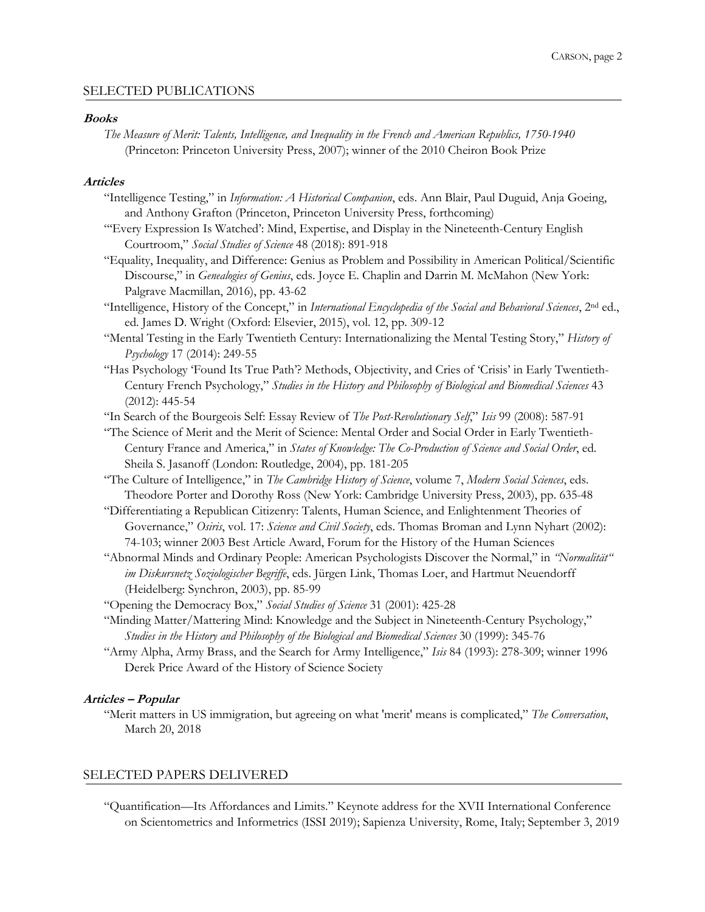## SELECTED PUBLICATIONS

### **Books**

*The Measure of Merit: Talents, Intelligence, and Inequality in the French and American Republics, 1750-1940* (Princeton: Princeton University Press, 2007); winner of the 2010 Cheiron Book Prize

### **Articles**

"Intelligence Testing," in *Information: A Historical Companion*, eds. Ann Blair, Paul Duguid, Anja Goeing, and Anthony Grafton (Princeton, Princeton University Press, forthcoming)

"'Every Expression Is Watched': Mind, Expertise, and Display in the Nineteenth-Century English Courtroom," *Social Studies of Science* 48 (2018): 891-918

"Equality, Inequality, and Difference: Genius as Problem and Possibility in American Political/Scientific Discourse," in *Genealogies of Genius*, eds. Joyce E. Chaplin and Darrin M. McMahon (New York: Palgrave Macmillan, 2016), pp. 43-62

"Intelligence, History of the Concept," in *International Encyclopedia of the Social and Behavioral Sciences*, 2nd ed., ed. James D. Wright (Oxford: Elsevier, 2015), vol. 12, pp. 309-12

"Mental Testing in the Early Twentieth Century: Internationalizing the Mental Testing Story," *History of Psychology* 17 (2014): 249-55

"Has Psychology 'Found Its True Path'? Methods, Objectivity, and Cries of 'Crisis' in Early Twentieth-Century French Psychology," *Studies in the History and Philosophy of Biological and Biomedical Sciences* 43 (2012): 445-54

"In Search of the Bourgeois Self: Essay Review of *The Post-Revolutionary Self*," *Isis* 99 (2008): 587-91

"The Science of Merit and the Merit of Science: Mental Order and Social Order in Early Twentieth-Century France and America," in *States of Knowledge: The Co-Production of Science and Social Order*, ed. Sheila S. Jasanoff (London: Routledge, 2004), pp. 181-205

"The Culture of Intelligence," in *The Cambridge History of Science*, volume 7, *Modern Social Sciences*, eds. Theodore Porter and Dorothy Ross (New York: Cambridge University Press, 2003), pp. 635-48

"Differentiating a Republican Citizenry: Talents, Human Science, and Enlightenment Theories of Governance," *Osiris*, vol. 17: *Science and Civil Society*, eds. Thomas Broman and Lynn Nyhart (2002): 74-103; winner 2003 Best Article Award, Forum for the History of the Human Sciences

"Abnormal Minds and Ordinary People: American Psychologists Discover the Normal," in *"Normalität" im Diskursnetz Soziologischer Begriffe*, eds. Jürgen Link, Thomas Loer, and Hartmut Neuendorff (Heidelberg: Synchron, 2003), pp. 85-99

"Opening the Democracy Box," *Social Studies of Science* 31 (2001): 425-28

"Minding Matter/Mattering Mind: Knowledge and the Subject in Nineteenth-Century Psychology," *Studies in the History and Philosophy of the Biological and Biomedical Sciences* 30 (1999): 345-76

"Army Alpha, Army Brass, and the Search for Army Intelligence," *Isis* 84 (1993): 278-309; winner 1996 Derek Price Award of the History of Science Society

### **Articles – Popular**

"Merit matters in US immigration, but agreeing on what 'merit' means is complicated," *The Conversation*, March 20, 2018

## SELECTED PAPERS DELIVERED

"Quantification—Its Affordances and Limits." Keynote address for the XVII International Conference on Scientometrics and Informetrics (ISSI 2019); Sapienza University, Rome, Italy; September 3, 2019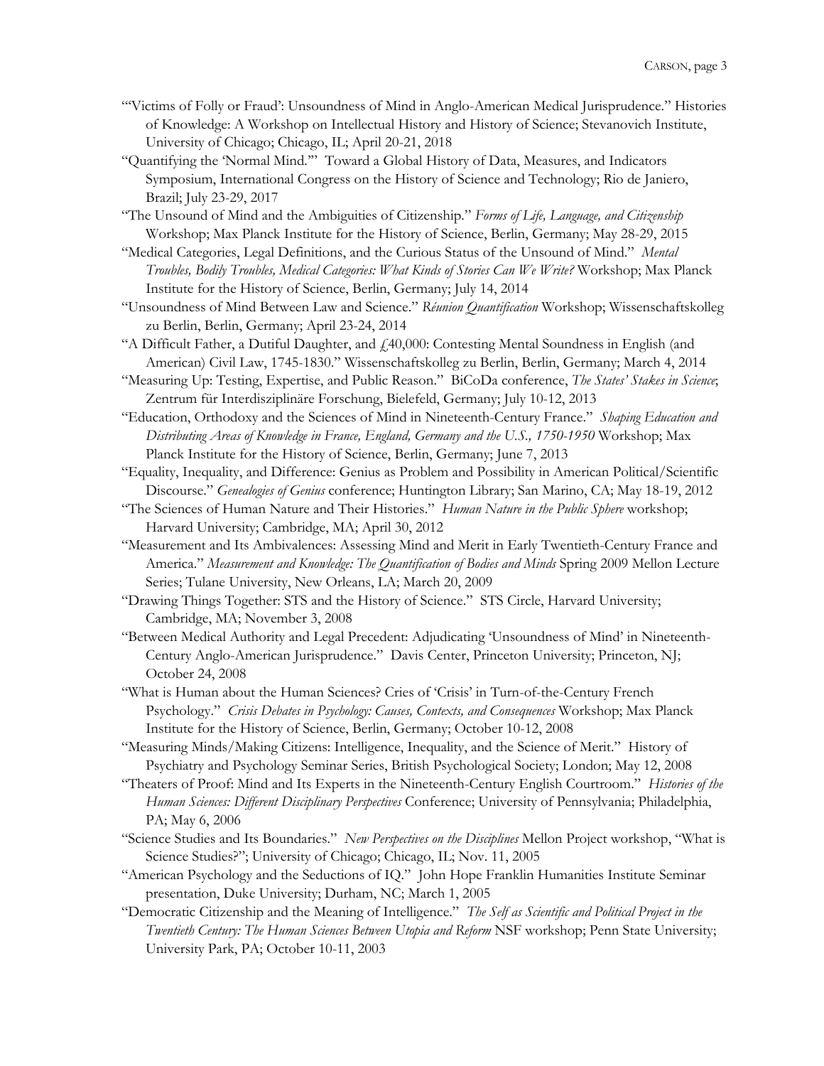"'Victims of Folly or Fraud': Unsoundness of Mind in Anglo-American Medical Jurisprudence." Histories of Knowledge: A Workshop on Intellectual History and History of Science; Stevanovich Institute, University of Chicago; Chicago, IL; April 20-21, 2018

"Quantifying the 'Normal Mind.'" Toward a Global History of Data, Measures, and Indicators Symposium, International Congress on the History of Science and Technology; Rio de Janiero, Brazil; July 23-29, 2017

"The Unsound of Mind and the Ambiguities of Citizenship." *Forms of Life, Language, and Citizenship* Workshop; Max Planck Institute for the History of Science, Berlin, Germany; May 28-29, 2015

"Medical Categories, Legal Definitions, and the Curious Status of the Unsound of Mind." *Mental Troubles, Bodily Troubles, Medical Categories: What Kinds of Stories Can We Write?* Workshop; Max Planck Institute for the History of Science, Berlin, Germany; July 14, 2014

"Unsoundness of Mind Between Law and Science." *Réunion Quantification* Workshop; Wissenschaftskolleg zu Berlin, Berlin, Germany; April 23-24, 2014

"A Difficult Father, a Dutiful Daughter, and £40,000: Contesting Mental Soundness in English (and American) Civil Law, 1745-1830." Wissenschaftskolleg zu Berlin, Berlin, Germany; March 4, 2014

"Measuring Up: Testing, Expertise, and Public Reason." BiCoDa conference, *The States' Stakes in Science*; Zentrum für Interdisziplinäre Forschung, Bielefeld, Germany; July 10-12, 2013

"Education, Orthodoxy and the Sciences of Mind in Nineteenth-Century France." *Shaping Education and Distributing Areas of Knowledge in France, England, Germany and the U.S., 1750-1950* Workshop; Max Planck Institute for the History of Science, Berlin, Germany; June 7, 2013

"Equality, Inequality, and Difference: Genius as Problem and Possibility in American Political/Scientific Discourse." *Genealogies of Genius* conference; Huntington Library; San Marino, CA; May 18-19, 2012

"The Sciences of Human Nature and Their Histories." *Human Nature in the Public Sphere* workshop; Harvard University; Cambridge, MA; April 30, 2012

"Measurement and Its Ambivalences: Assessing Mind and Merit in Early Twentieth-Century France and America." *Measurement and Knowledge: The Quantification of Bodies and Minds* Spring 2009 Mellon Lecture Series; Tulane University, New Orleans, LA; March 20, 2009

"Drawing Things Together: STS and the History of Science." STS Circle, Harvard University; Cambridge, MA; November 3, 2008

"Between Medical Authority and Legal Precedent: Adjudicating 'Unsoundness of Mind' in Nineteenth-Century Anglo-American Jurisprudence." Davis Center, Princeton University; Princeton, NJ; October 24, 2008

"What is Human about the Human Sciences? Cries of 'Crisis' in Turn-of-the-Century French Psychology." *Crisis Debates in Psychology: Causes, Contexts, and Consequences* Workshop; Max Planck Institute for the History of Science, Berlin, Germany; October 10-12, 2008

"Measuring Minds/Making Citizens: Intelligence, Inequality, and the Science of Merit." History of Psychiatry and Psychology Seminar Series, British Psychological Society; London; May 12, 2008

"Theaters of Proof: Mind and Its Experts in the Nineteenth-Century English Courtroom." *Histories of the Human Sciences: Different Disciplinary Perspectives* Conference; University of Pennsylvania; Philadelphia, PA; May 6, 2006

"Science Studies and Its Boundaries." *New Perspectives on the Disciplines* Mellon Project workshop, "What is Science Studies?"; University of Chicago; Chicago, IL; Nov. 11, 2005

"American Psychology and the Seductions of IQ." John Hope Franklin Humanities Institute Seminar presentation, Duke University; Durham, NC; March 1, 2005

"Democratic Citizenship and the Meaning of Intelligence." *The Self as Scientific and Political Project in the Twentieth Century: The Human Sciences Between Utopia and Reform* NSF workshop; Penn State University; University Park, PA; October 10-11, 2003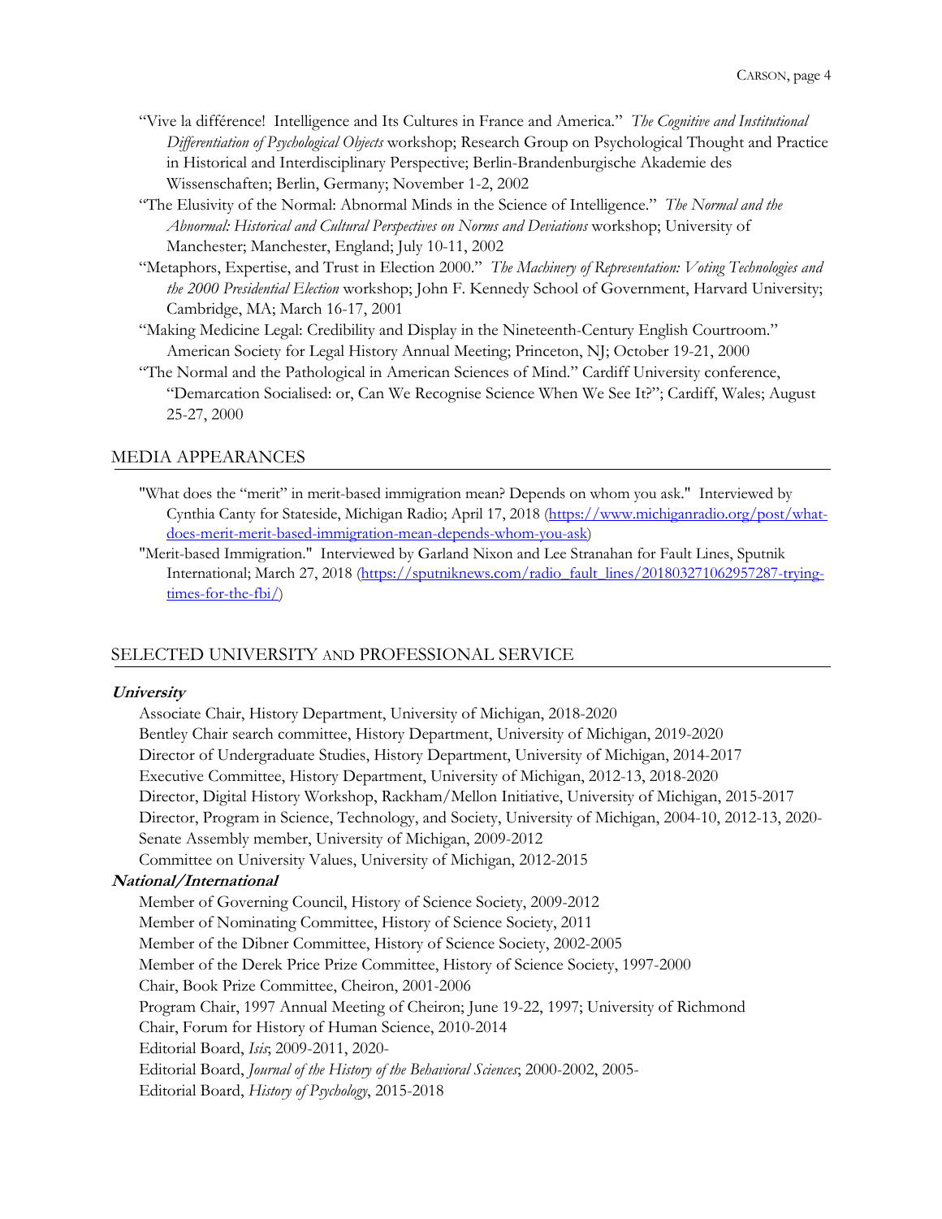"Vive la différence! Intelligence and Its Cultures in France and America." *The Cognitive and Institutional Differentiation of Psychological Objects* workshop; Research Group on Psychological Thought and Practice in Historical and Interdisciplinary Perspective; Berlin-Brandenburgische Akademie des Wissenschaften; Berlin, Germany; November 1-2, 2002

"The Elusivity of the Normal: Abnormal Minds in the Science of Intelligence." *The Normal and the Abnormal: Historical and Cultural Perspectives on Norms and Deviations* workshop; University of Manchester; Manchester, England; July 10-11, 2002

"Metaphors, Expertise, and Trust in Election 2000." *The Machinery of Representation: Voting Technologies and the 2000 Presidential Election* workshop; John F. Kennedy School of Government, Harvard University; Cambridge, MA; March 16-17, 2001

"Making Medicine Legal: Credibility and Display in the Nineteenth-Century English Courtroom." American Society for Legal History Annual Meeting; Princeton, NJ; October 19-21, 2000

"The Normal and the Pathological in American Sciences of Mind." Cardiff University conference, "Demarcation Socialised: or, Can We Recognise Science When We See It?"; Cardiff, Wales; August 25-27, 2000

## MEDIA APPEARANCES

"What does the "merit" in merit-based immigration mean? Depends on whom you ask." Interviewed by Cynthia Canty for Stateside, Michigan Radio; April 17, 2018 (https://www.michiganradio.org/post/what-does-merit-merit-based-immigration-mean-depends-whom-you-ask)

"Merit-based Immigration." Interviewed by Garland Nixon and Lee Stranahan for Fault Lines, Sputnik International; March 27, 2018 (https://sputniknews.com/radio_fault_lines/201803271062957287-trying-times-for-the-fbi/)

## SELECTED UNIVERSITY AND PROFESSIONAL SERVICE

### *University*

Associate Chair, History Department, University of Michigan, 2018-2020
Bentley Chair search committee, History Department, University of Michigan, 2019-2020
Director of Undergraduate Studies, History Department, University of Michigan, 2014-2017
Executive Committee, History Department, University of Michigan, 2012-13, 2018-2020
Director, Digital History Workshop, Rackham/Mellon Initiative, University of Michigan, 2015-2017
Director, Program in Science, Technology, and Society, University of Michigan, 2004-10, 2012-13, 2020-
Senate Assembly member, University of Michigan, 2009-2012
Committee on University Values, University of Michigan, 2012-2015

### *National/International*

Member of Governing Council, History of Science Society, 2009-2012
Member of Nominating Committee, History of Science Society, 2011
Member of the Dibner Committee, History of Science Society, 2002-2005
Member of the Derek Price Prize Committee, History of Science Society, 1997-2000
Chair, Book Prize Committee, Cheiron, 2001-2006
Program Chair, 1997 Annual Meeting of Cheiron; June 19-22, 1997; University of Richmond
Chair, Forum for History of Human Science, 2010-2014
Editorial Board, *Isis*; 2009-2011, 2020-
Editorial Board, *Journal of the History of the Behavioral Sciences*; 2000-2002, 2005-
Editorial Board, *History of Psychology*, 2015-2018